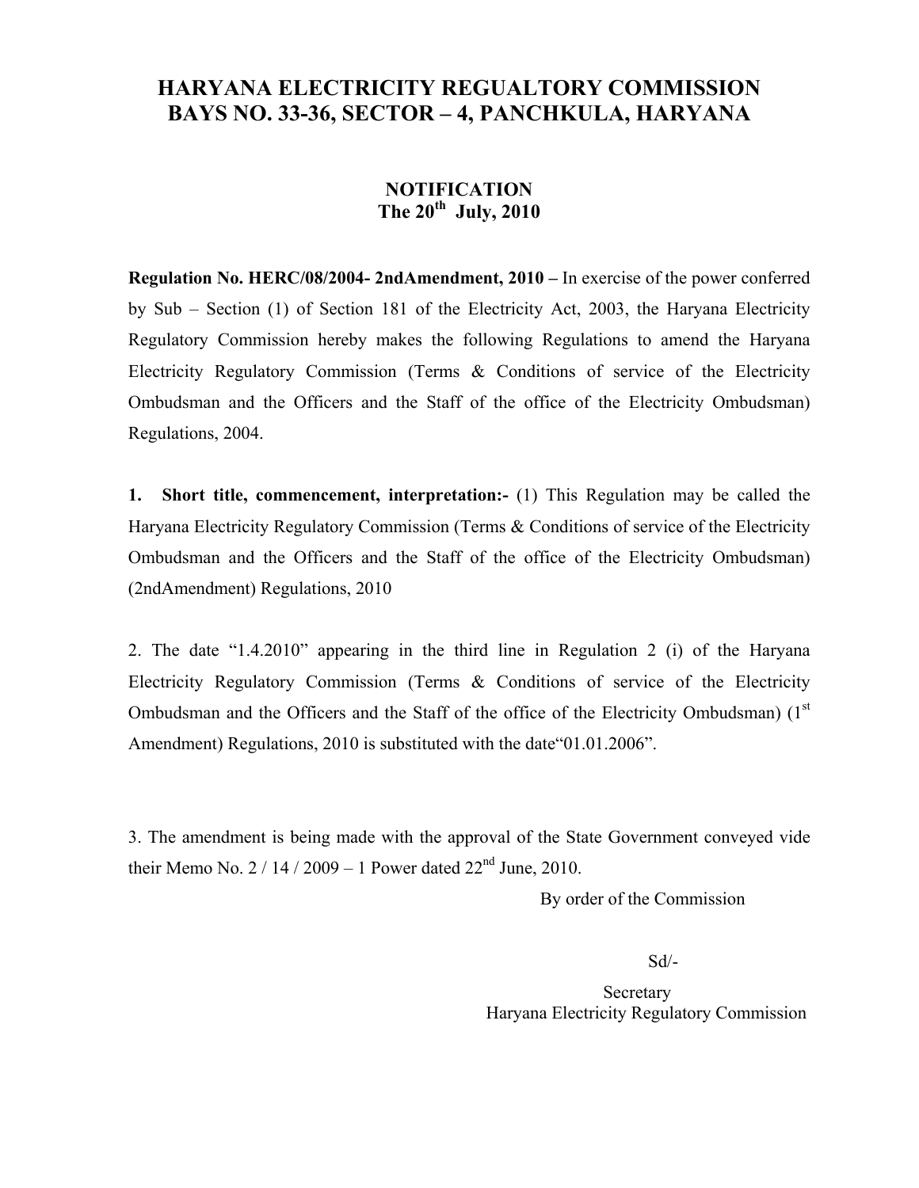# HARYANA ELECTRICITY REGUALTORY COMMISSION
# BAYS NO. 33-36, SECTOR – 4, PANCHKULA, HARYANA

## NOTIFICATION
## The 20th July, 2010

**Regulation No. HERC/08/2004- 2ndAmendment, 2010 –** In exercise of the power conferred by Sub – Section (1) of Section 181 of the Electricity Act, 2003, the Haryana Electricity Regulatory Commission hereby makes the following Regulations to amend the Haryana Electricity Regulatory Commission (Terms & Conditions of service of the Electricity Ombudsman and the Officers and the Staff of the office of the Electricity Ombudsman) Regulations, 2004.

**1. Short title, commencement, interpretation:-** (1) This Regulation may be called the Haryana Electricity Regulatory Commission (Terms & Conditions of service of the Electricity Ombudsman and the Officers and the Staff of the office of the Electricity Ombudsman) (2ndAmendment) Regulations, 2010

2. The date "1.4.2010" appearing in the third line in Regulation 2 (i) of the Haryana Electricity Regulatory Commission (Terms & Conditions of service of the Electricity Ombudsman and the Officers and the Staff of the office of the Electricity Ombudsman) (1st Amendment) Regulations, 2010 is substituted with the date"01.01.2006".

3. The amendment is being made with the approval of the State Government conveyed vide their Memo No. 2 / 14 / 2009 – 1 Power dated 22nd June, 2010.

By order of the Commission

Sd/-

Secretary
Haryana Electricity Regulatory Commission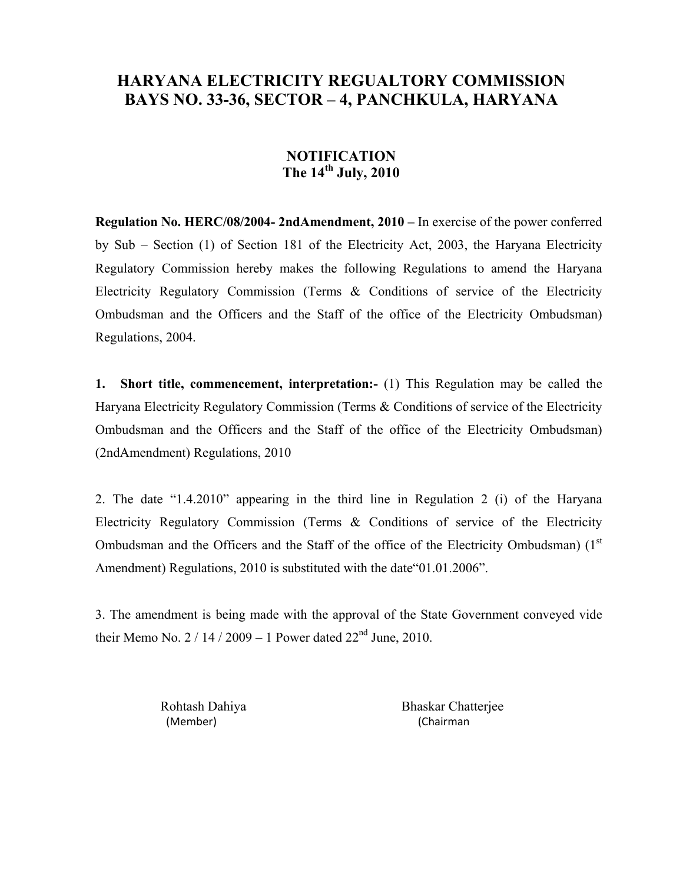# HARYANA ELECTRICITY REGUALTORY COMMISSION
# BAYS NO. 33-36, SECTOR – 4, PANCHKULA, HARYANA

## NOTIFICATION
## The 14th July, 2010

**Regulation No. HERC/08/2004- 2ndAmendment, 2010 –** In exercise of the power conferred by Sub – Section (1) of Section 181 of the Electricity Act, 2003, the Haryana Electricity Regulatory Commission hereby makes the following Regulations to amend the Haryana Electricity Regulatory Commission (Terms & Conditions of service of the Electricity Ombudsman and the Officers and the Staff of the office of the Electricity Ombudsman) Regulations, 2004.

**1. Short title, commencement, interpretation:-** (1) This Regulation may be called the Haryana Electricity Regulatory Commission (Terms & Conditions of service of the Electricity Ombudsman and the Officers and the Staff of the office of the Electricity Ombudsman) (2ndAmendment) Regulations, 2010

2. The date "1.4.2010" appearing in the third line in Regulation 2 (i) of the Haryana Electricity Regulatory Commission (Terms & Conditions of service of the Electricity Ombudsman and the Officers and the Staff of the office of the Electricity Ombudsman) (1st Amendment) Regulations, 2010 is substituted with the date"01.01.2006".

3. The amendment is being made with the approval of the State Government conveyed vide their Memo No. 2 / 14 / 2009 – 1 Power dated 22nd June, 2010.

Rohtash Dahiya
(Member)

Bhaskar Chatterjee
(Chairman